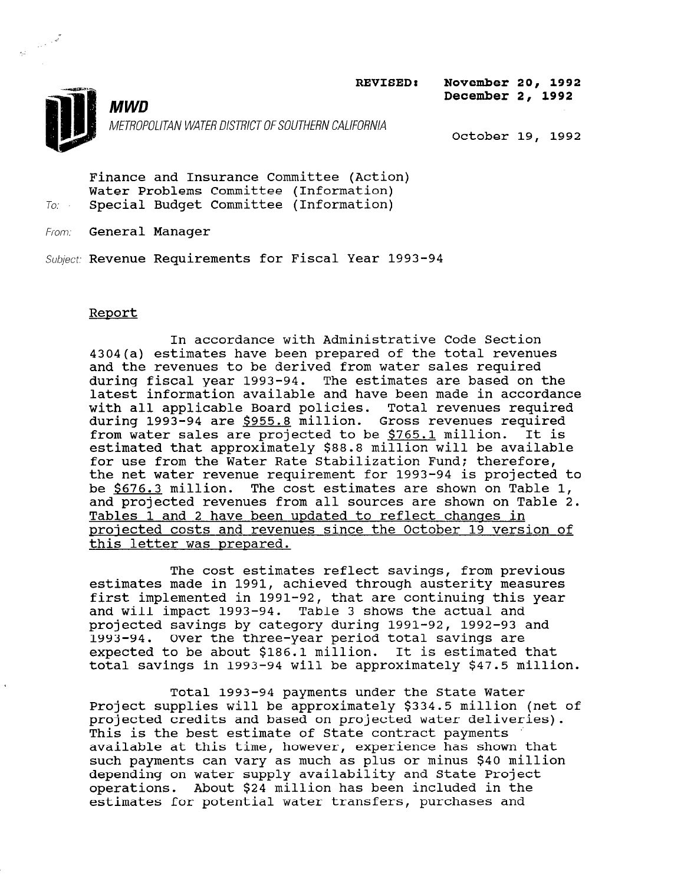REVISED: November 20, 1992
December 2, 1992

**MWD**
METROPOLITAN WATER DISTRICT OF SOUTHERN CALIFORNIA

October 19, 1992

To: Finance and Insurance Committee (Action)
Water Problems Committee (Information)
Special Budget Committee (Information)

From: General Manager

Subject: Revenue Requirements for Fiscal Year 1993-94

## Report

In accordance with Administrative Code Section 4304(a) estimates have been prepared of the total revenues and the revenues to be derived from water sales required during fiscal year 1993-94. The estimates are based on the latest information available and have been made in accordance with all applicable Board policies. Total revenues required during 1993-94 are $955.8 million. Gross revenues required from water sales are projected to be $765.1 million. It is estimated that approximately $88.8 million will be available for use from the Water Rate Stabilization Fund; therefore, the net water revenue requirement for 1993-94 is projected to be $676.3 million. The cost estimates are shown on Table 1, and projected revenues from all sources are shown on Table 2. Tables 1 and 2 have been updated to reflect changes in projected costs and revenues since the October 19 version of this letter was prepared.

The cost estimates reflect savings, from previous estimates made in 1991, achieved through austerity measures first implemented in 1991-92, that are continuing this year and will impact 1993-94. Table 3 shows the actual and projected savings by category during 1991-92, 1992-93 and 1993-94. Over the three-year period total savings are expected to be about $186.1 million. It is estimated that total savings in 1993-94 will be approximately $47.5 million.

Total 1993-94 payments under the State Water Project supplies will be approximately $334.5 million (net of projected credits and based on projected water deliveries). This is the best estimate of State contract payments available at this time, however, experience has shown that such payments can vary as much as plus or minus $40 million depending on water supply availability and State Project operations. About $24 million has been included in the estimates for potential water transfers, purchases and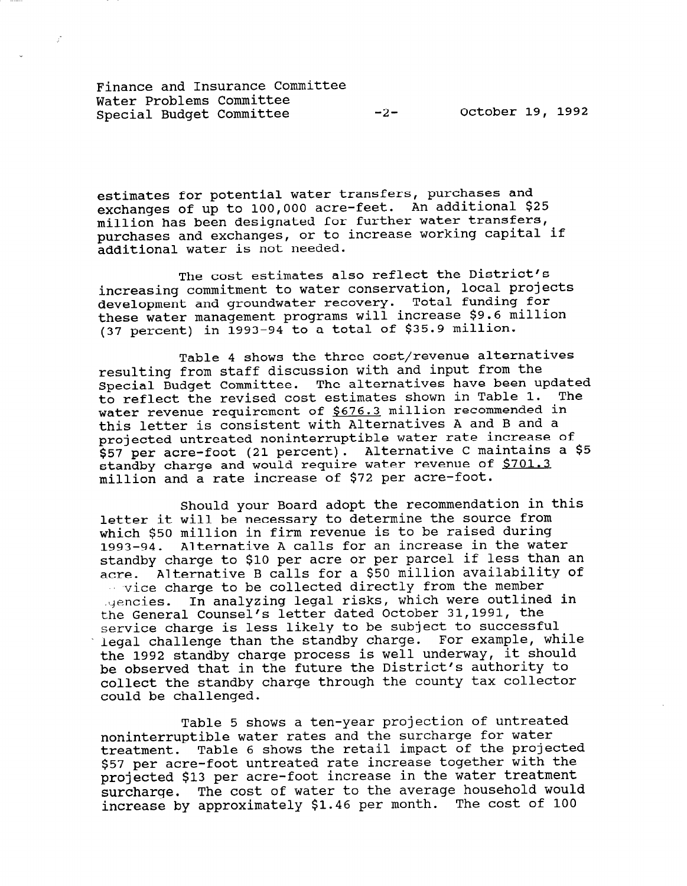estimates for potential water transfers, purchases and exchanges of up to 100,000 acre-feet. An additional $25 million has been designated for further water transfers, purchases and exchanges, or to increase working capital if additional water is not needed.

The cost estimates also reflect the District's increasing commitment to water conservation, local projects development and groundwater recovery. Total funding for these water management programs will increase $9.6 million (37 percent) in 1993-94 to a total of $35.9 million.

Table 4 shows the three cost/revenue alternatives resulting from staff discussion with and input from the Special Budget Committee. The alternatives have been updated to reflect the revised cost estimates shown in Table 1. The water revenue requirement of <u>$676.3</u> million recommended in this letter is consistent with Alternatives A and B and a projected untreated noninterruptible water rate increase of $57 per acre-foot (21 percent). Alternative C maintains a $5 standby charge and would require water revenue of <u>$701.3</u> million and a rate increase of $72 per acre-foot.

Should your Board adopt the recommendation in this letter it will be necessary to determine the source from which $50 million in firm revenue is to be raised during 1993-94. Alternative A calls for an increase in the water standby charge to $10 per acre or per parcel if less than an acre. Alternative B calls for a $50 million availability of service charge to be collected directly from the member agencies. In analyzing legal risks, which were outlined in the General Counsel's letter dated October 31,1991, the service charge is less likely to be subject to successful legal challenge than the standby charge. For example, while the 1992 standby charge process is well underway, it should be observed that in the future the District's authority to collect the standby charge through the county tax collector could be challenged.

Table 5 shows a ten-year projection of untreated noninterruptible water rates and the surcharge for water treatment. Table 6 shows the retail impact of the projected $57 per acre-foot untreated rate increase together with the projected $13 per acre-foot increase in the water treatment surcharge. The cost of water to the average household would increase by approximately $1.46 per month. The cost of 100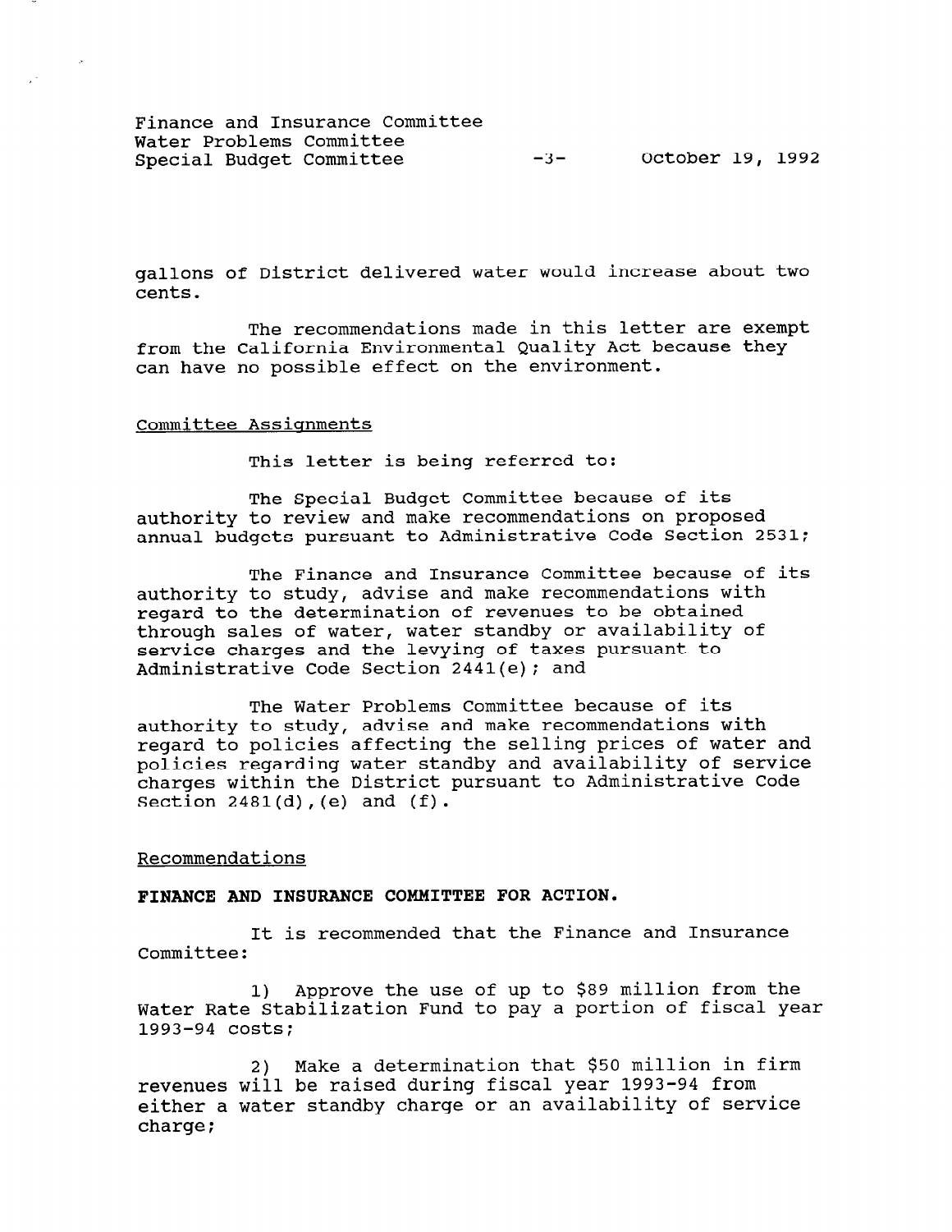gallons of District delivered water would increase about two cents.

The recommendations made in this letter are exempt from the California Environmental Quality Act because they can have no possible effect on the environment.

Committee Assignments

This letter is being referred to:

The Special Budget Committee because of its authority to review and make recommendations on proposed annual budgets pursuant to Administrative Code Section 2531;

The Finance and Insurance Committee because of its authority to study, advise and make recommendations with regard to the determination of revenues to be obtained through sales of water, water standby or availability of service charges and the levying of taxes pursuant to Administrative Code Section 2441(e); and

The Water Problems Committee because of its authority to study, advise and make recommendations with regard to policies affecting the selling prices of water and policies regarding water standby and availability of service charges within the District pursuant to Administrative Code Section 2481(d),(e) and (f).

Recommendations

**FINANCE AND INSURANCE COMMITTEE FOR ACTION.**

It is recommended that the Finance and Insurance Committee:

1) Approve the use of up to $89 million from the Water Rate Stabilization Fund to pay a portion of fiscal year 1993-94 costs;

2) Make a determination that $50 million in firm revenues will be raised during fiscal year 1993-94 from either a water standby charge or an availability of service charge;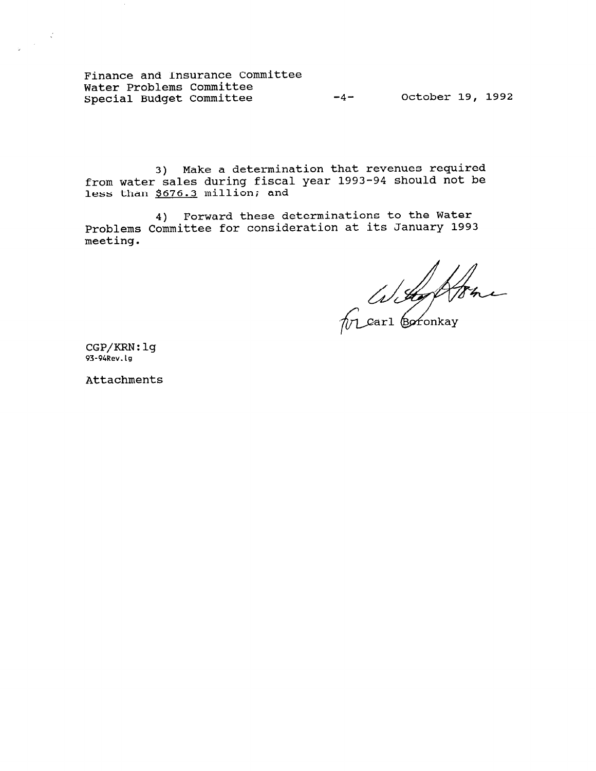3) Make a determination that revenues required from water sales during fiscal year 1993-94 should not be less than $676.3 million; and

4) Forward these determinations to the Water Problems Committee for consideration at its January 1993 meeting.

for Carl Boronkay

CGP/KRN:lg
93-94Rev.lg

Attachments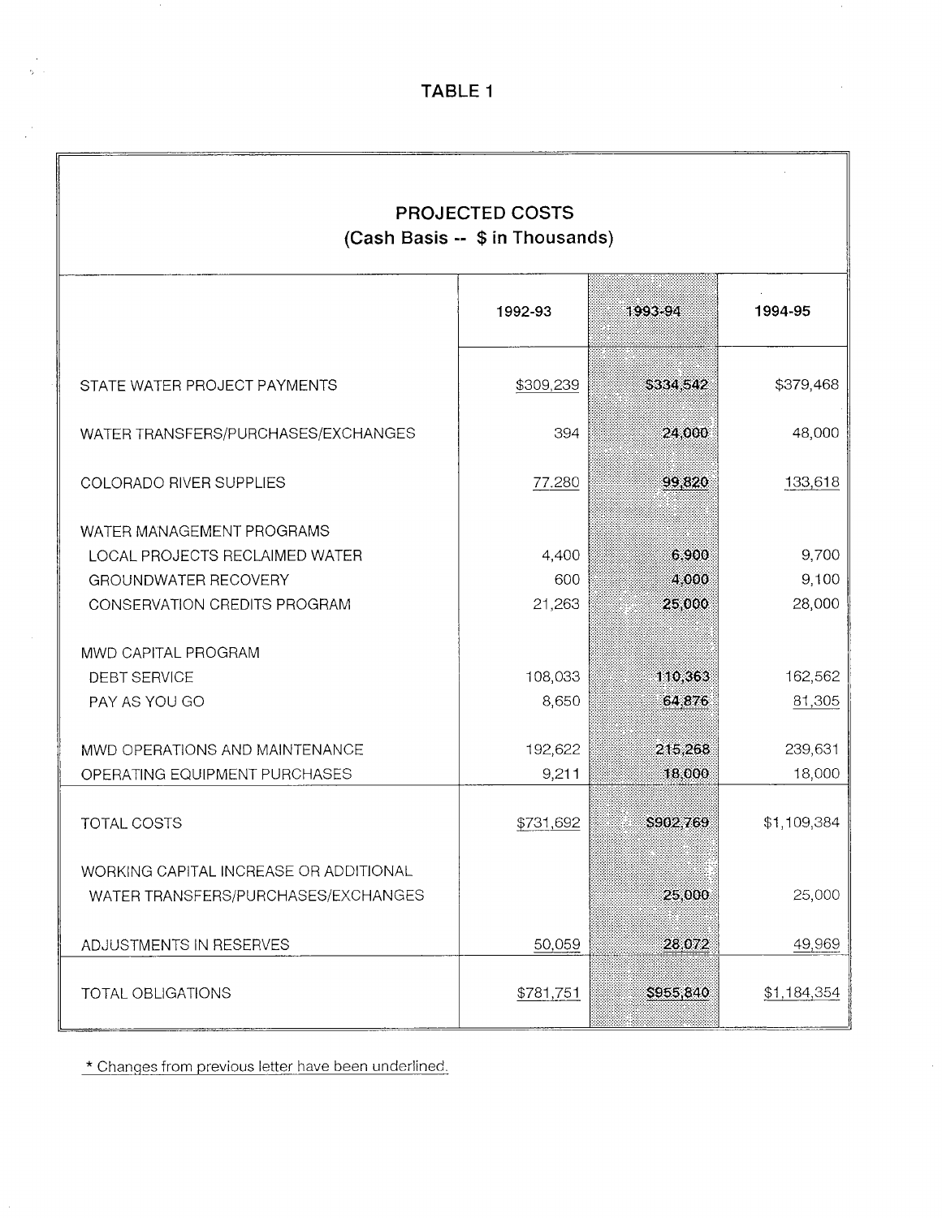# TABLE 1

## PROJECTED COSTS
(Cash Basis -- $ in Thousands)

| | 1992-93 | 1993-94 | 1994-95 |
|---|---|---|---|
| STATE WATER PROJECT PAYMENTS | $309,239 | $334,542 | $379,468 |
| WATER TRANSFERS/PURCHASES/EXCHANGES | 394 | 24,000 | 48,000 |
| COLORADO RIVER SUPPLIES | 77,280 | 99,820 | 133,618 |
| WATER MANAGEMENT PROGRAMS | | | |
| LOCAL PROJECTS RECLAIMED WATER | 4,400 | 6,900 | 9,700 |
| GROUNDWATER RECOVERY | 600 | 4,000 | 9,100 |
| CONSERVATION CREDITS PROGRAM | 21,263 | 25,000 | 28,000 |
| MWD CAPITAL PROGRAM | | | |
| DEBT SERVICE | 108,033 | 110,363 | 162,562 |
| PAY AS YOU GO | 8,650 | 64,876 | 81,305 |
| MWD OPERATIONS AND MAINTENANCE | 192,622 | 215,268 | 239,631 |
| OPERATING EQUIPMENT PURCHASES | 9,211 | 18,000 | 18,000 |
| TOTAL COSTS | $731,692 | $902,769 | $1,109,384 |
| WORKING CAPITAL INCREASE OR ADDITIONAL WATER TRANSFERS/PURCHASES/EXCHANGES | | 25,000 | 25,000 |
| ADJUSTMENTS IN RESERVES | 50,059 | 28,072 | 49,969 |
| TOTAL OBLIGATIONS | $781,751 | $955,840 | $1,184,354 |

\* Changes from previous letter have been underlined.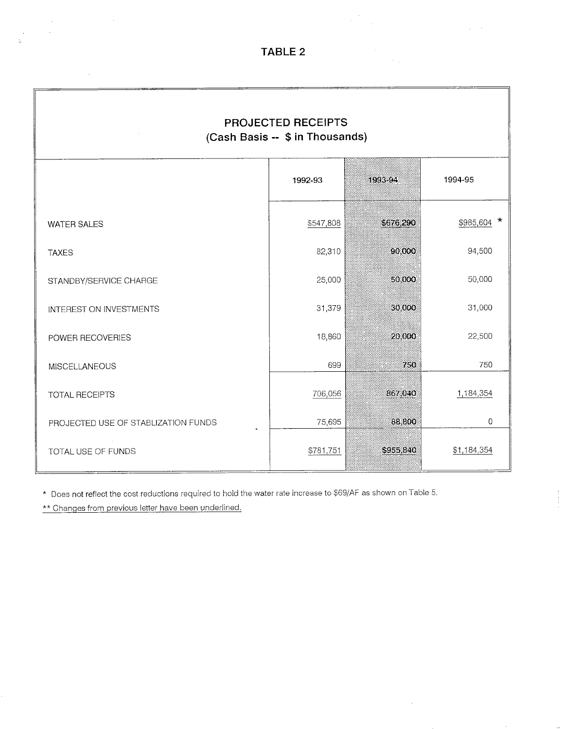# TABLE 2

| PROJECTED RECEIPTS (Cash Basis -- $ in Thousands) | | | |
|---|---|---|---|
| | 1992-93 | 1993-94 | 1994-95 |
| WATER SALES | $547,808 | $676,290 | $985,604 * |
| TAXES | 82,310 | 90,000 | 94,500 |
| STANDBY/SERVICE CHARGE | 25,000 | 50,000 | 50,000 |
| INTEREST ON INVESTMENTS | 31,379 | 30,000 | 31,000 |
| POWER RECOVERIES | 18,860 | 20,000 | 22,500 |
| MISCELLANEOUS | 699 | 750 | 750 |
| TOTAL RECEIPTS | 706,056 | 867,040 | 1,184,354 |
| PROJECTED USE OF STABLIZATION FUNDS | 75,695 | 88,800 | 0 |
| TOTAL USE OF FUNDS | $781,751 | $955,840 | $1,184,354 |

\* Does not reflect the cost reductions required to hold the water rate increase to $69/AF as shown on Table 5.

** Changes from previous letter have been underlined.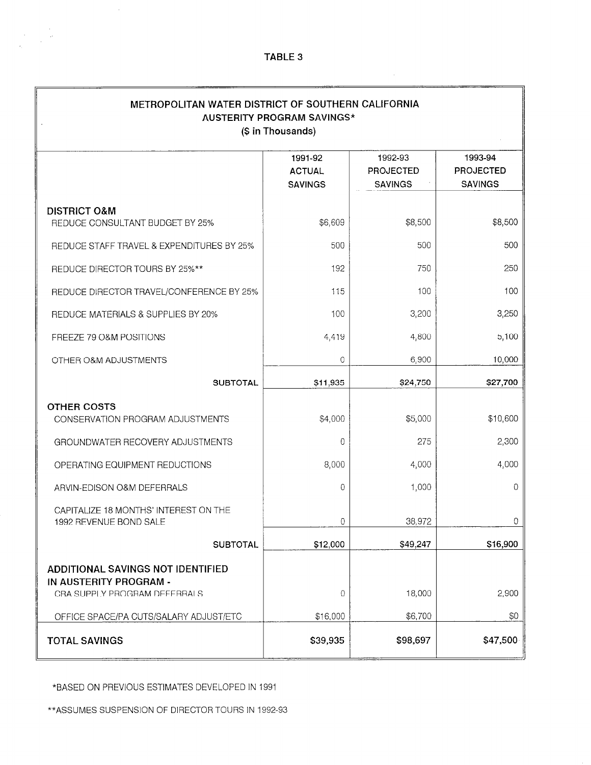TABLE 3

## METROPOLITAN WATER DISTRICT OF SOUTHERN CALIFORNIA
## AUSTERITY PROGRAM SAVINGS*
### ($ in Thousands)

| | 1991-92 ACTUAL SAVINGS | 1992-93 PROJECTED SAVINGS | 1993-94 PROJECTED SAVINGS |
|---|---|---|---|
| **DISTRICT O&M** | | | |
| REDUCE CONSULTANT BUDGET BY 25% | $6,609 | $8,500 | $8,500 |
| REDUCE STAFF TRAVEL & EXPENDITURES BY 25% | 500 | 500 | 500 |
| REDUCE DIRECTOR TOURS BY 25%** | 192 | 750 | 250 |
| REDUCE DIRECTOR TRAVEL/CONFERENCE BY 25% | 115 | 100 | 100 |
| REDUCE MATERIALS & SUPPLIES BY 20% | 100 | 3,200 | 3,250 |
| FREEZE 79 O&M POSITIONS | 4,419 | 4,800 | 5,100 |
| OTHER O&M ADJUSTMENTS | 0 | 6,900 | 10,000 |
| **SUBTOTAL** | **$11,935** | **$24,750** | **$27,700** |
| **OTHER COSTS** | | | |
| CONSERVATION PROGRAM ADJUSTMENTS | $4,000 | $5,000 | $10,600 |
| GROUNDWATER RECOVERY ADJUSTMENTS | 0 | 275 | 2,300 |
| OPERATING EQUIPMENT REDUCTIONS | 8,000 | 4,000 | 4,000 |
| ARVIN-EDISON O&M DEFERRALS | 0 | 1,000 | 0 |
| CAPITALIZE 18 MONTHS' INTEREST ON THE 1992 REVENUE BOND SALE | 0 | 38,972 | 0 |
| **SUBTOTAL** | **$12,000** | **$49,247** | **$16,900** |
| **ADDITIONAL SAVINGS NOT IDENTIFIED IN AUSTERITY PROGRAM -** | | | |
| CRA SUPPLY PROGRAM DEFERRALS | 0 | 18,000 | 2,900 |
| OFFICE SPACE/PA CUTS/SALARY ADJUST/ETC | $16,000 | $6,700 | $0 |
| **TOTAL SAVINGS** | **$39,935** | **$98,697** | **$47,500** |

*BASED ON PREVIOUS ESTIMATES DEVELOPED IN 1991

**ASSUMES SUSPENSION OF DIRECTOR TOURS IN 1992-93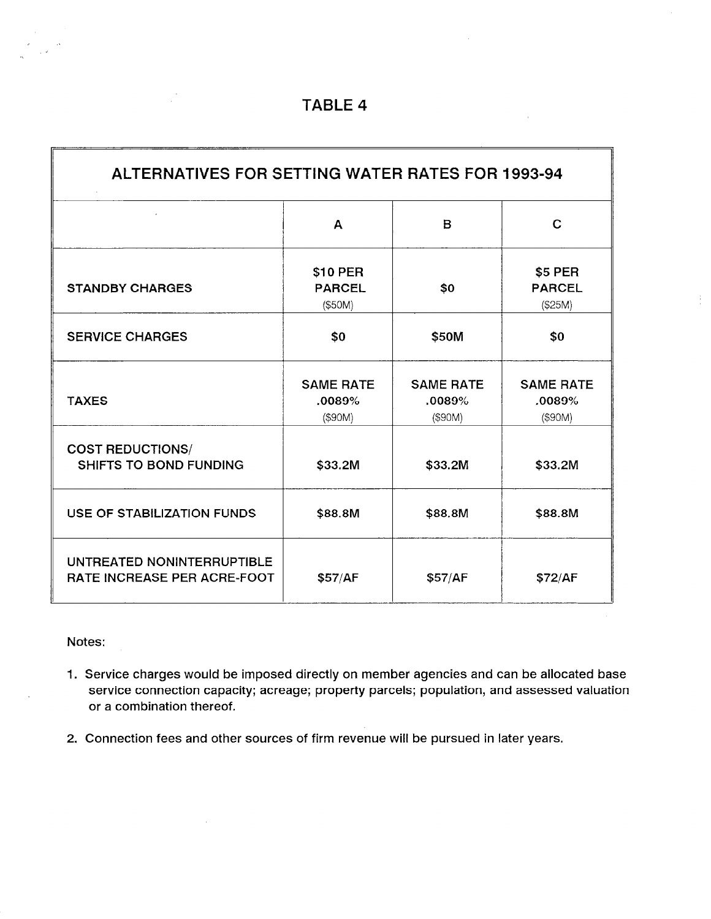# TABLE 4

| ALTERNATIVES FOR SETTING WATER RATES FOR 1993-94 | | | |
|---|---|---|---|
| | A | B | C |
| STANDBY CHARGES | $10 PER PARCEL ($50M) | $0 | $5 PER PARCEL ($25M) |
| SERVICE CHARGES | $0 | $50M | $0 |
| TAXES | SAME RATE .0089% ($90M) | SAME RATE .0089% ($90M) | SAME RATE .0089% ($90M) |
| COST REDUCTIONS/ SHIFTS TO BOND FUNDING | $33.2M | $33.2M | $33.2M |
| USE OF STABILIZATION FUNDS | $88.8M | $88.8M | $88.8M |
| UNTREATED NONINTERRUPTIBLE RATE INCREASE PER ACRE-FOOT | $57/AF | $57/AF | $72/AF |

Notes:

1. Service charges would be imposed directly on member agencies and can be allocated base service connection capacity; acreage; property parcels; population, and assessed valuation or a combination thereof.

2. Connection fees and other sources of firm revenue will be pursued in later years.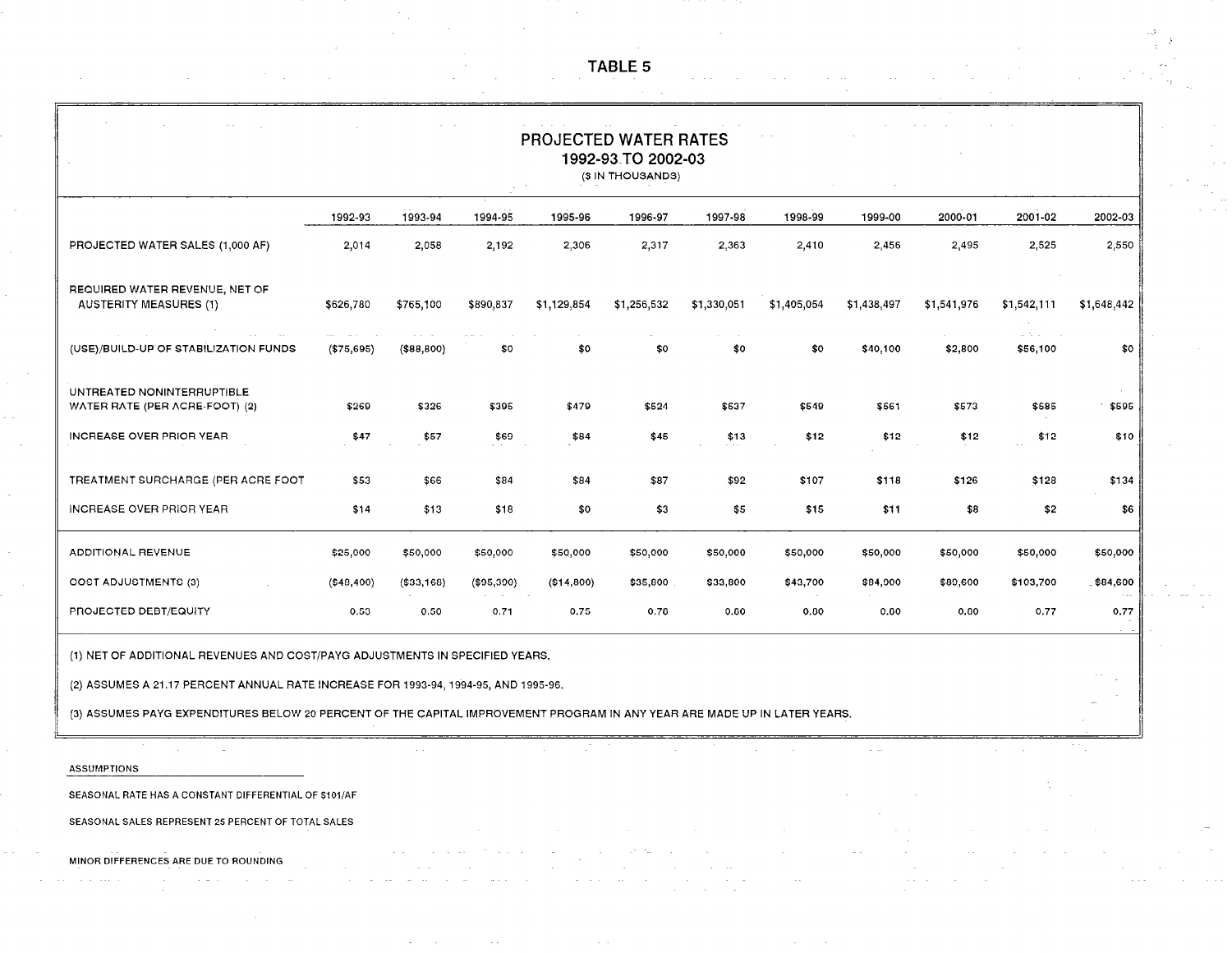# TABLE 5

## PROJECTED WATER RATES
### 1992-93 TO 2002-03
($ IN THOUSANDS)

| | 1992-93 | 1993-94 | 1994-95 | 1995-96 | 1996-97 | 1997-98 | 1998-99 | 1999-00 | 2000-01 | 2001-02 | 2002-03 |
|---|---|---|---|---|---|---|---|---|---|---|---|
| PROJECTED WATER SALES (1,000 AF) | 2,014 | 2,058 | 2,192 | 2,306 | 2,317 | 2,363 | 2,410 | 2,456 | 2,495 | 2,525 | 2,550 |
| REQUIRED WATER REVENUE, NET OF AUSTERITY MEASURES (1) | $626,780 | $765,100 | $890,837 | $1,129,854 | $1,256,532 | $1,330,051 | $1,405,054 | $1,438,497 | $1,541,976 | $1,542,111 | $1,648,442 |
| (USE)/BUILD-UP OF STABILIZATION FUNDS | ($75,695) | ($88,800) | $0 | $0 | $0 | $0 | $0 | $40,100 | $2,800 | $56,100 | $0 |
| UNTREATED NONINTERRUPTIBLE WATER RATE (PER ACRE-FOOT) (2) | $269 | $326 | $395 | $479 | $524 | $537 | $549 | $561 | $573 | $585 | $595 |
| INCREASE OVER PRIOR YEAR | $47 | $57 | $69 | $84 | $45 | $13 | $12 | $12 | $12 | $12 | $10 |
| TREATMENT SURCHARGE (PER ACRE FOOT | $53 | $66 | $84 | $84 | $87 | $92 | $107 | $118 | $126 | $128 | $134 |
| INCREASE OVER PRIOR YEAR | $14 | $13 | $18 | $0 | $3 | $5 | $15 | $11 | $8 | $2 | $6 |
| ADDITIONAL REVENUE | $25,000 | $50,000 | $50,000 | $50,000 | $50,000 | $50,000 | $50,000 | $50,000 | $50,000 | $50,000 | $50,000 |
| COST ADJUSTMENTS (3) | ($48,400) | ($33,168) | ($95,300) | ($14,800) | $35,800 | $33,800 | $43,700 | $84,000 | $80,600 | $103,700 | $84,600 |
| PROJECTED DEBT/EQUITY | 0.53 | 0.50 | 0.71 | 0.75 | 0.76 | 0.80 | 0.80 | 0.80 | 0.80 | 0.77 | 0.77 |

(1) NET OF ADDITIONAL REVENUES AND COST/PAYG ADJUSTMENTS IN SPECIFIED YEARS.

(2) ASSUMES A 21.17 PERCENT ANNUAL RATE INCREASE FOR 1993-94, 1994-95, AND 1995-96.

(3) ASSUMES PAYG EXPENDITURES BELOW 20 PERCENT OF THE CAPITAL IMPROVEMENT PROGRAM IN ANY YEAR ARE MADE UP IN LATER YEARS.

ASSUMPTIONS

SEASONAL RATE HAS A CONSTANT DIFFERENTIAL OF $101/AF

SEASONAL SALES REPRESENT 25 PERCENT OF TOTAL SALES

MINOR DIFFERENCES ARE DUE TO ROUNDING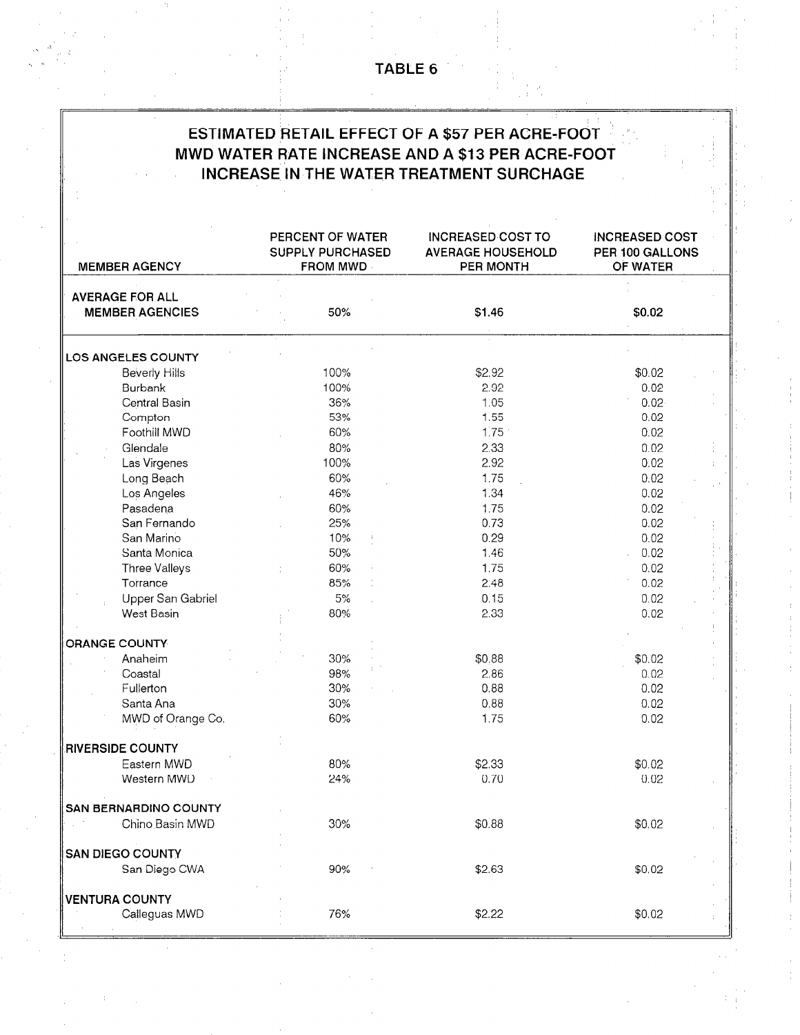# TABLE 6

## ESTIMATED RETAIL EFFECT OF A $57 PER ACRE-FOOT MWD WATER RATE INCREASE AND A $13 PER ACRE-FOOT INCREASE IN THE WATER TREATMENT SURCHAGE

| MEMBER AGENCY | PERCENT OF WATER SUPPLY PURCHASED FROM MWD | INCREASED COST TO AVERAGE HOUSEHOLD PER MONTH | INCREASED COST PER 100 GALLONS OF WATER |
|---|---|---|---|
| **AVERAGE FOR ALL MEMBER AGENCIES** | **50%** | **$1.46** | **$0.02** |
| **LOS ANGELES COUNTY** | | | |
| Beverly Hills | 100% | $2.92 | $0.02 |
| Burbank | 100% | 2.92 | 0.02 |
| Central Basin | 36% | 1.05 | 0.02 |
| Compton | 53% | 1.55 | 0.02 |
| Foothill MWD | 60% | 1.75 | 0.02 |
| Glendale | 80% | 2.33 | 0.02 |
| Las Virgenes | 100% | 2.92 | 0.02 |
| Long Beach | 60% | 1.75 | 0.02 |
| Los Angeles | 46% | 1.34 | 0.02 |
| Pasadena | 60% | 1.75 | 0.02 |
| San Fernando | 25% | 0.73 | 0.02 |
| San Marino | 10% | 0.29 | 0.02 |
| Santa Monica | 50% | 1.46 | 0.02 |
| Three Valleys | 60% | 1.75 | 0.02 |
| Torrance | 85% | 2.48 | 0.02 |
| Upper San Gabriel | 5% | 0.15 | 0.02 |
| West Basin | 80% | 2.33 | 0.02 |
| **ORANGE COUNTY** | | | |
| Anaheim | 30% | $0.88 | $0.02 |
| Coastal | 98% | 2.86 | 0.02 |
| Fullerton | 30% | 0.88 | 0.02 |
| Santa Ana | 30% | 0.88 | 0.02 |
| MWD of Orange Co. | 60% | 1.75 | 0.02 |
| **RIVERSIDE COUNTY** | | | |
| Eastern MWD | 80% | $2.33 | $0.02 |
| Western MWD | 24% | 0.70 | 0.02 |
| **SAN BERNARDINO COUNTY** | | | |
| Chino Basin MWD | 30% | $0.88 | $0.02 |
| **SAN DIEGO COUNTY** | | | |
| San Diego CWA | 90% | $2.63 | $0.02 |
| **VENTURA COUNTY** | | | |
| Calleguas MWD | 76% | $2.22 | $0.02 |